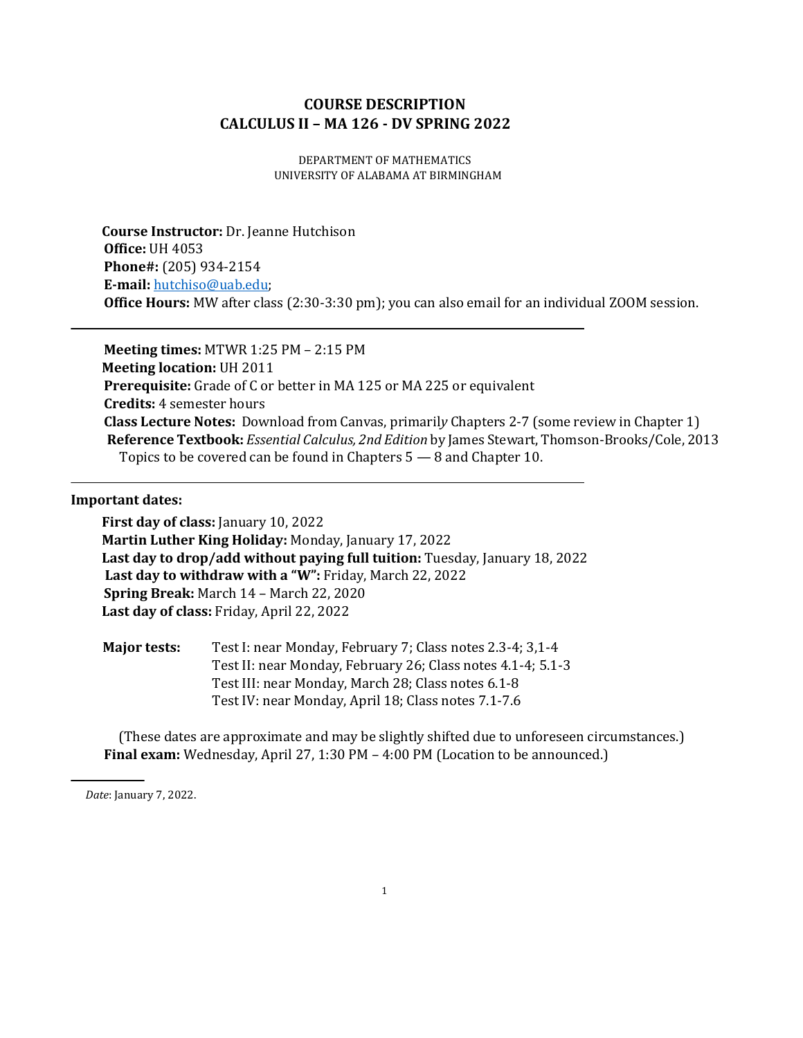# COURSE DESCRIPTION
# CALCULUS II – MA 126 - DV SPRING 2022

DEPARTMENT OF MATHEMATICS
UNIVERSITY OF ALABAMA AT BIRMINGHAM

**Course Instructor:** Dr. Jeanne Hutchison
**Office:** UH 4053
**Phone#:** (205) 934-2154
**E-mail:** hutchiso@uab.edu;
**Office Hours:** MW after class (2:30-3:30 pm); you can also email for an individual ZOOM session.

---

**Meeting times:** MTWR 1:25 PM – 2:15 PM
**Meeting location:** UH 2011
**Prerequisite:** Grade of C or better in MA 125 or MA 225 or equivalent
**Credits:** 4 semester hours
**Class Lecture Notes:** Download from Canvas, primarily Chapters 2-7 (some review in Chapter 1)
**Reference Textbook:** *Essential Calculus, 2nd Edition* by James Stewart, Thomson-Brooks/Cole, 2013
Topics to be covered can be found in Chapters 5 — 8 and Chapter 10.

---

**Important dates:**

**First day of class:** January 10, 2022
**Martin Luther King Holiday:** Monday, January 17, 2022
**Last day to drop/add without paying full tuition:** Tuesday, January 18, 2022
**Last day to withdraw with a "W":** Friday, March 22, 2022
**Spring Break:** March 14 – March 22, 2020
**Last day of class:** Friday, April 22, 2022

**Major tests:**
Test I: near Monday, February 7; Class notes 2.3-4; 3,1-4
Test II: near Monday, February 26; Class notes 4.1-4; 5.1-3
Test III: near Monday, March 28; Class notes 6.1-8
Test IV: near Monday, April 18; Class notes 7.1-7.6

(These dates are approximate and may be slightly shifted due to unforeseen circumstances.)
**Final exam:** Wednesday, April 27, 1:30 PM – 4:00 PM (Location to be announced.)

---

*Date*: January 7, 2022.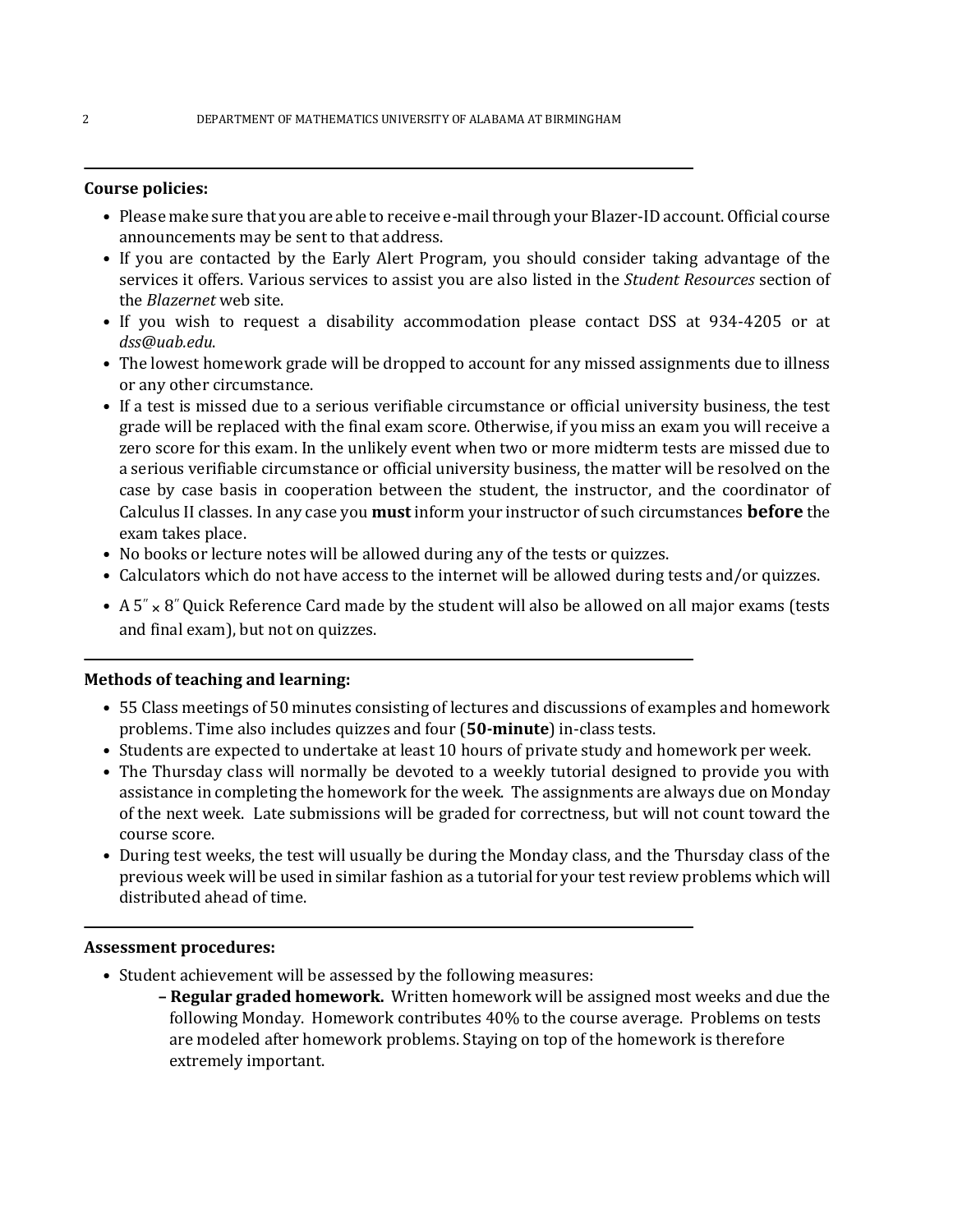**Course policies:**

- Please make sure that you are able to receive e-mail through your Blazer-ID account. Official course announcements may be sent to that address.
- If you are contacted by the Early Alert Program, you should consider taking advantage of the services it offers. Various services to assist you are also listed in the *Student Resources* section of the *Blazernet* web site.
- If you wish to request a disability accommodation please contact DSS at 934-4205 or at *dss@uab.edu*.
- The lowest homework grade will be dropped to account for any missed assignments due to illness or any other circumstance.
- If a test is missed due to a serious verifiable circumstance or official university business, the test grade will be replaced with the final exam score. Otherwise, if you miss an exam you will receive a zero score for this exam. In the unlikely event when two or more midterm tests are missed due to a serious verifiable circumstance or official university business, the matter will be resolved on the case by case basis in cooperation between the student, the instructor, and the coordinator of Calculus II classes. In any case you **must** inform your instructor of such circumstances **before** the exam takes place.
- No books or lecture notes will be allowed during any of the tests or quizzes.
- Calculators which do not have access to the internet will be allowed during tests and/or quizzes.
- A 5″ × 8″ Quick Reference Card made by the student will also be allowed on all major exams (tests and final exam), but not on quizzes.

**Methods of teaching and learning:**

- 55 Class meetings of 50 minutes consisting of lectures and discussions of examples and homework problems. Time also includes quizzes and four (**50-minute**) in-class tests.
- Students are expected to undertake at least 10 hours of private study and homework per week.
- The Thursday class will normally be devoted to a weekly tutorial designed to provide you with assistance in completing the homework for the week. The assignments are always due on Monday of the next week. Late submissions will be graded for correctness, but will not count toward the course score.
- During test weeks, the test will usually be during the Monday class, and the Thursday class of the previous week will be used in similar fashion as a tutorial for your test review problems which will distributed ahead of time.

**Assessment procedures:**

- Student achievement will be assessed by the following measures:
  - **Regular graded homework.** Written homework will be assigned most weeks and due the following Monday. Homework contributes 40% to the course average. Problems on tests are modeled after homework problems. Staying on top of the homework is therefore extremely important.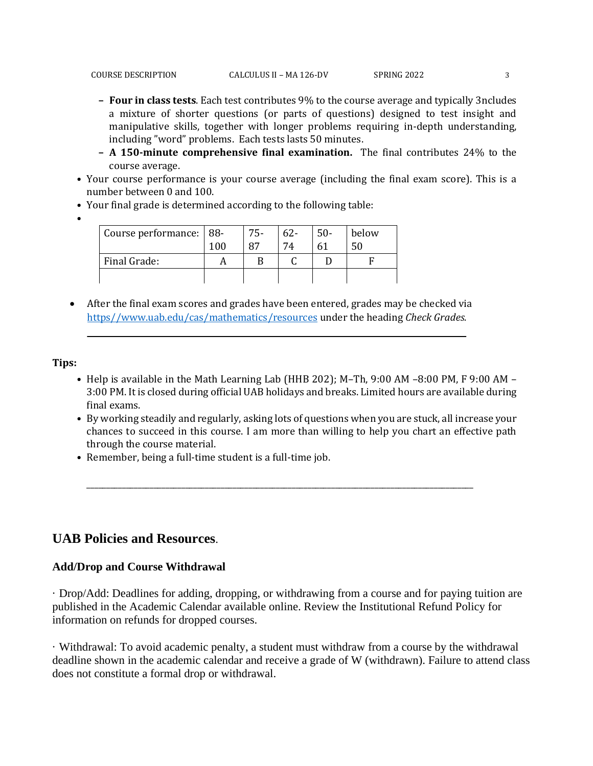- **Four in class tests**. Each test contributes 9% to the course average and typically 3ncludes a mixture of shorter questions (or parts of questions) designed to test insight and manipulative skills, together with longer problems requiring in-depth understanding, including "word" problems. Each tests lasts 50 minutes.
- **A 150-minute comprehensive final examination.** The final contributes 24% to the course average.

- Your course performance is your course average (including the final exam score). This is a number between 0 and 100.
- Your final grade is determined according to the following table:
-

| Course performance: | 88-100 | 75-87 | 62-74 | 50-61 | below 50 |
|---|---|---|---|---|---|
| Final Grade: | A | B | C | D | F |
| | | | | | |

- After the final exam scores and grades have been entered, grades may be checked via [https//www.uab.edu/cas/mathematics/resources](https//www.uab.edu/cas/mathematics/resources) under the heading *Check Grades.*

---

**Tips:**

- Help is available in the Math Learning Lab (HHB 202); M–Th, 9:00 AM –8:00 PM, F 9:00 AM – 3:00 PM. It is closed during official UAB holidays and breaks. Limited hours are available during final exams.
- By working steadily and regularly, asking lots of questions when you are stuck, all increase your chances to succeed in this course. I am more than willing to help you chart an effective path through the course material.
- Remember, being a full-time student is a full-time job.

---

## UAB Policies and Resources.

### Add/Drop and Course Withdrawal

· Drop/Add: Deadlines for adding, dropping, or withdrawing from a course and for paying tuition are published in the Academic Calendar available online. Review the Institutional Refund Policy for information on refunds for dropped courses.

· Withdrawal: To avoid academic penalty, a student must withdraw from a course by the withdrawal deadline shown in the academic calendar and receive a grade of W (withdrawn). Failure to attend class does not constitute a formal drop or withdrawal.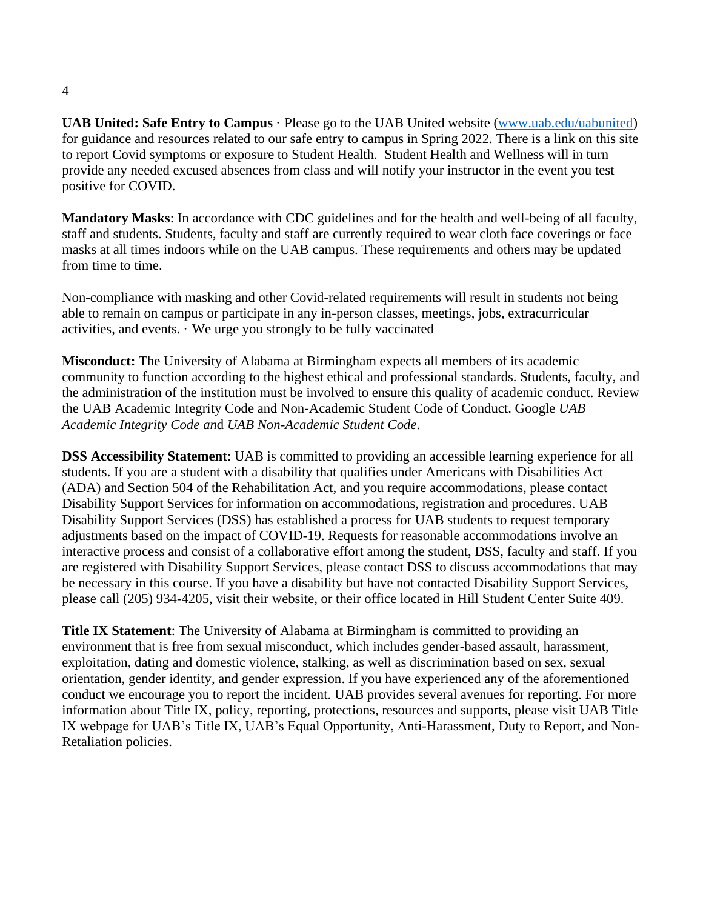**UAB United: Safe Entry to Campus** · Please go to the UAB United website (www.uab.edu/uabunited) for guidance and resources related to our safe entry to campus in Spring 2022. There is a link on this site to report Covid symptoms or exposure to Student Health. Student Health and Wellness will in turn provide any needed excused absences from class and will notify your instructor in the event you test positive for COVID.

**Mandatory Masks**: In accordance with CDC guidelines and for the health and well-being of all faculty, staff and students. Students, faculty and staff are currently required to wear cloth face coverings or face masks at all times indoors while on the UAB campus. These requirements and others may be updated from time to time.

Non-compliance with masking and other Covid-related requirements will result in students not being able to remain on campus or participate in any in-person classes, meetings, jobs, extracurricular activities, and events. · We urge you strongly to be fully vaccinated

**Misconduct:** The University of Alabama at Birmingham expects all members of its academic community to function according to the highest ethical and professional standards. Students, faculty, and the administration of the institution must be involved to ensure this quality of academic conduct. Review the UAB Academic Integrity Code and Non-Academic Student Code of Conduct. Google *UAB Academic Integrity Code an*d *UAB Non-Academic Student Code*.

**DSS Accessibility Statement**: UAB is committed to providing an accessible learning experience for all students. If you are a student with a disability that qualifies under Americans with Disabilities Act (ADA) and Section 504 of the Rehabilitation Act, and you require accommodations, please contact Disability Support Services for information on accommodations, registration and procedures. UAB Disability Support Services (DSS) has established a process for UAB students to request temporary adjustments based on the impact of COVID-19. Requests for reasonable accommodations involve an interactive process and consist of a collaborative effort among the student, DSS, faculty and staff. If you are registered with Disability Support Services, please contact DSS to discuss accommodations that may be necessary in this course. If you have a disability but have not contacted Disability Support Services, please call (205) 934-4205, visit their website, or their office located in Hill Student Center Suite 409.

**Title IX Statement**: The University of Alabama at Birmingham is committed to providing an environment that is free from sexual misconduct, which includes gender-based assault, harassment, exploitation, dating and domestic violence, stalking, as well as discrimination based on sex, sexual orientation, gender identity, and gender expression. If you have experienced any of the aforementioned conduct we encourage you to report the incident. UAB provides several avenues for reporting. For more information about Title IX, policy, reporting, protections, resources and supports, please visit UAB Title IX webpage for UAB's Title IX, UAB's Equal Opportunity, Anti-Harassment, Duty to Report, and Non-Retaliation policies.